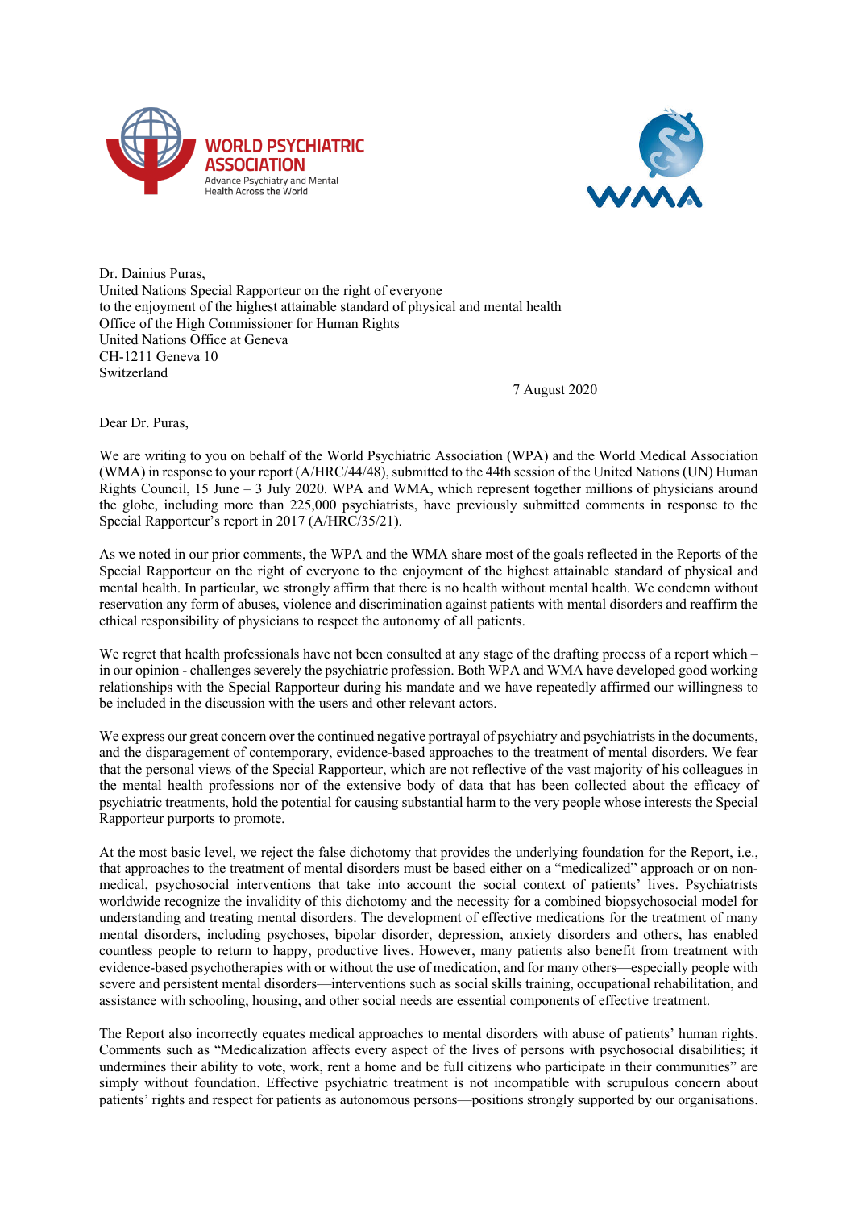WORLD PSYCHIATRIC ASSOCIATION
Advance Psychiatry and Mental Health Across the World

WMA

Dr. Dainius Puras,
United Nations Special Rapporteur on the right of everyone
to the enjoyment of the highest attainable standard of physical and mental health
Office of the High Commissioner for Human Rights
United Nations Office at Geneva
CH-1211 Geneva 10
Switzerland

7 August 2020

Dear Dr. Puras,

We are writing to you on behalf of the World Psychiatric Association (WPA) and the World Medical Association (WMA) in response to your report (A/HRC/44/48), submitted to the 44th session of the United Nations (UN) Human Rights Council, 15 June – 3 July 2020. WPA and WMA, which represent together millions of physicians around the globe, including more than 225,000 psychiatrists, have previously submitted comments in response to the Special Rapporteur's report in 2017 (A/HRC/35/21).

As we noted in our prior comments, the WPA and the WMA share most of the goals reflected in the Reports of the Special Rapporteur on the right of everyone to the enjoyment of the highest attainable standard of physical and mental health. In particular, we strongly affirm that there is no health without mental health. We condemn without reservation any form of abuses, violence and discrimination against patients with mental disorders and reaffirm the ethical responsibility of physicians to respect the autonomy of all patients.

We regret that health professionals have not been consulted at any stage of the drafting process of a report which – in our opinion - challenges severely the psychiatric profession. Both WPA and WMA have developed good working relationships with the Special Rapporteur during his mandate and we have repeatedly affirmed our willingness to be included in the discussion with the users and other relevant actors.

We express our great concern over the continued negative portrayal of psychiatry and psychiatrists in the documents, and the disparagement of contemporary, evidence-based approaches to the treatment of mental disorders. We fear that the personal views of the Special Rapporteur, which are not reflective of the vast majority of his colleagues in the mental health professions nor of the extensive body of data that has been collected about the efficacy of psychiatric treatments, hold the potential for causing substantial harm to the very people whose interests the Special Rapporteur purports to promote.

At the most basic level, we reject the false dichotomy that provides the underlying foundation for the Report, i.e., that approaches to the treatment of mental disorders must be based either on a "medicalized" approach or on non-medical, psychosocial interventions that take into account the social context of patients' lives. Psychiatrists worldwide recognize the invalidity of this dichotomy and the necessity for a combined biopsychosocial model for understanding and treating mental disorders. The development of effective medications for the treatment of many mental disorders, including psychoses, bipolar disorder, depression, anxiety disorders and others, has enabled countless people to return to happy, productive lives. However, many patients also benefit from treatment with evidence-based psychotherapies with or without the use of medication, and for many others—especially people with severe and persistent mental disorders—interventions such as social skills training, occupational rehabilitation, and assistance with schooling, housing, and other social needs are essential components of effective treatment.

The Report also incorrectly equates medical approaches to mental disorders with abuse of patients' human rights. Comments such as "Medicalization affects every aspect of the lives of persons with psychosocial disabilities; it undermines their ability to vote, work, rent a home and be full citizens who participate in their communities" are simply without foundation. Effective psychiatric treatment is not incompatible with scrupulous concern about patients' rights and respect for patients as autonomous persons—positions strongly supported by our organisations.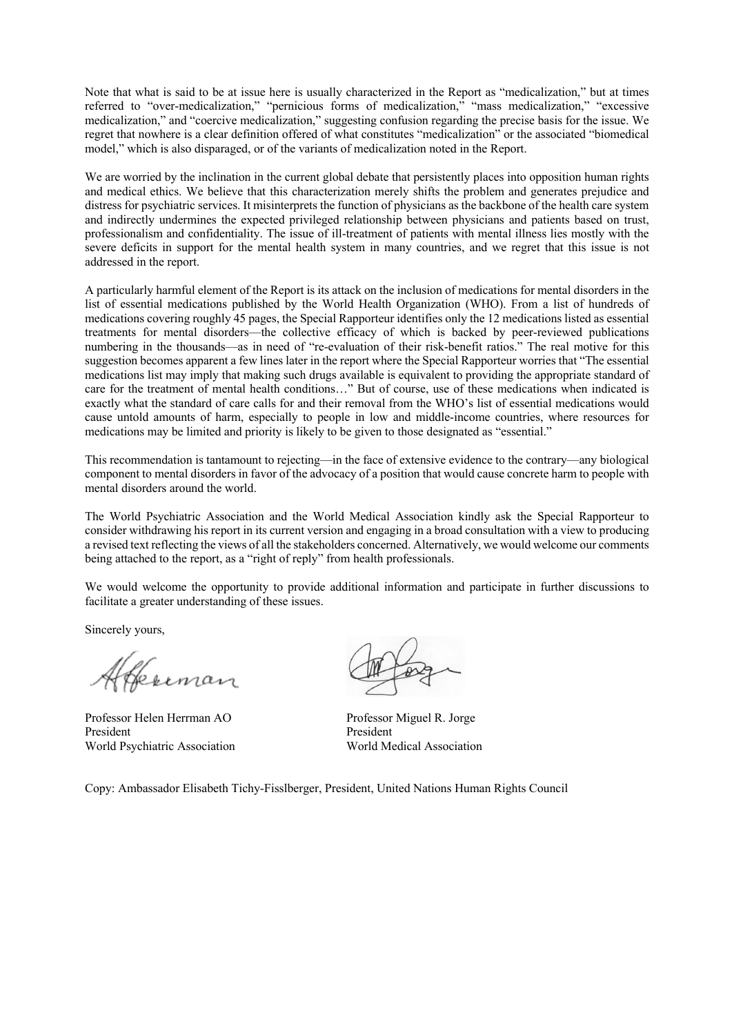Note that what is said to be at issue here is usually characterized in the Report as "medicalization," but at times referred to "over-medicalization," "pernicious forms of medicalization," "mass medicalization," "excessive medicalization," and "coercive medicalization," suggesting confusion regarding the precise basis for the issue. We regret that nowhere is a clear definition offered of what constitutes "medicalization" or the associated "biomedical model," which is also disparaged, or of the variants of medicalization noted in the Report.

We are worried by the inclination in the current global debate that persistently places into opposition human rights and medical ethics. We believe that this characterization merely shifts the problem and generates prejudice and distress for psychiatric services. It misinterprets the function of physicians as the backbone of the health care system and indirectly undermines the expected privileged relationship between physicians and patients based on trust, professionalism and confidentiality. The issue of ill-treatment of patients with mental illness lies mostly with the severe deficits in support for the mental health system in many countries, and we regret that this issue is not addressed in the report.

A particularly harmful element of the Report is its attack on the inclusion of medications for mental disorders in the list of essential medications published by the World Health Organization (WHO). From a list of hundreds of medications covering roughly 45 pages, the Special Rapporteur identifies only the 12 medications listed as essential treatments for mental disorders—the collective efficacy of which is backed by peer-reviewed publications numbering in the thousands—as in need of "re-evaluation of their risk-benefit ratios." The real motive for this suggestion becomes apparent a few lines later in the report where the Special Rapporteur worries that "The essential medications list may imply that making such drugs available is equivalent to providing the appropriate standard of care for the treatment of mental health conditions…" But of course, use of these medications when indicated is exactly what the standard of care calls for and their removal from the WHO's list of essential medications would cause untold amounts of harm, especially to people in low and middle-income countries, where resources for medications may be limited and priority is likely to be given to those designated as "essential."

This recommendation is tantamount to rejecting—in the face of extensive evidence to the contrary—any biological component to mental disorders in favor of the advocacy of a position that would cause concrete harm to people with mental disorders around the world.

The World Psychiatric Association and the World Medical Association kindly ask the Special Rapporteur to consider withdrawing his report in its current version and engaging in a broad consultation with a view to producing a revised text reflecting the views of all the stakeholders concerned. Alternatively, we would welcome our comments being attached to the report, as a "right of reply" from health professionals.

We would welcome the opportunity to provide additional information and participate in further discussions to facilitate a greater understanding of these issues.

Sincerely yours,

Professor Helen Herrman AO
President
World Psychiatric Association

Professor Miguel R. Jorge
President
World Medical Association

Copy: Ambassador Elisabeth Tichy-Fisslberger, President, United Nations Human Rights Council